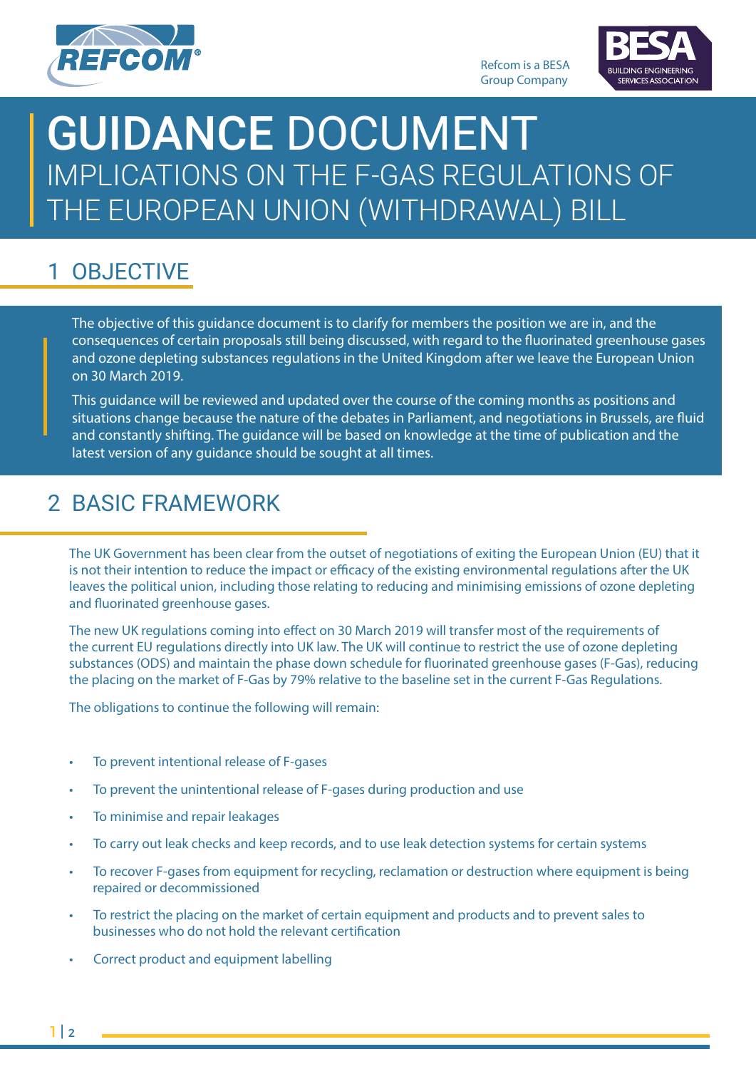Refcom is a BESA Group Company

# GUIDANCE DOCUMENT

## IMPLICATIONS ON THE F-GAS REGULATIONS OF THE EUROPEAN UNION (WITHDRAWAL) BILL

## 1 OBJECTIVE

The objective of this guidance document is to clarify for members the position we are in, and the consequences of certain proposals still being discussed, with regard to the fluorinated greenhouse gases and ozone depleting substances regulations in the United Kingdom after we leave the European Union on 30 March 2019.

This guidance will be reviewed and updated over the course of the coming months as positions and situations change because the nature of the debates in Parliament, and negotiations in Brussels, are fluid and constantly shifting. The guidance will be based on knowledge at the time of publication and the latest version of any guidance should be sought at all times.

## 2 BASIC FRAMEWORK

The UK Government has been clear from the outset of negotiations of exiting the European Union (EU) that it is not their intention to reduce the impact or efficacy of the existing environmental regulations after the UK leaves the political union, including those relating to reducing and minimising emissions of ozone depleting and fluorinated greenhouse gases.

The new UK regulations coming into effect on 30 March 2019 will transfer most of the requirements of the current EU regulations directly into UK law. The UK will continue to restrict the use of ozone depleting substances (ODS) and maintain the phase down schedule for fluorinated greenhouse gases (F-Gas), reducing the placing on the market of F-Gas by 79% relative to the baseline set in the current F-Gas Regulations.

The obligations to continue the following will remain:

- To prevent intentional release of F-gases
- To prevent the unintentional release of F-gases during production and use
- To minimise and repair leakages
- To carry out leak checks and keep records, and to use leak detection systems for certain systems
- To recover F-gases from equipment for recycling, reclamation or destruction where equipment is being repaired or decommissioned
- To restrict the placing on the market of certain equipment and products and to prevent sales to businesses who do not hold the relevant certification
- Correct product and equipment labelling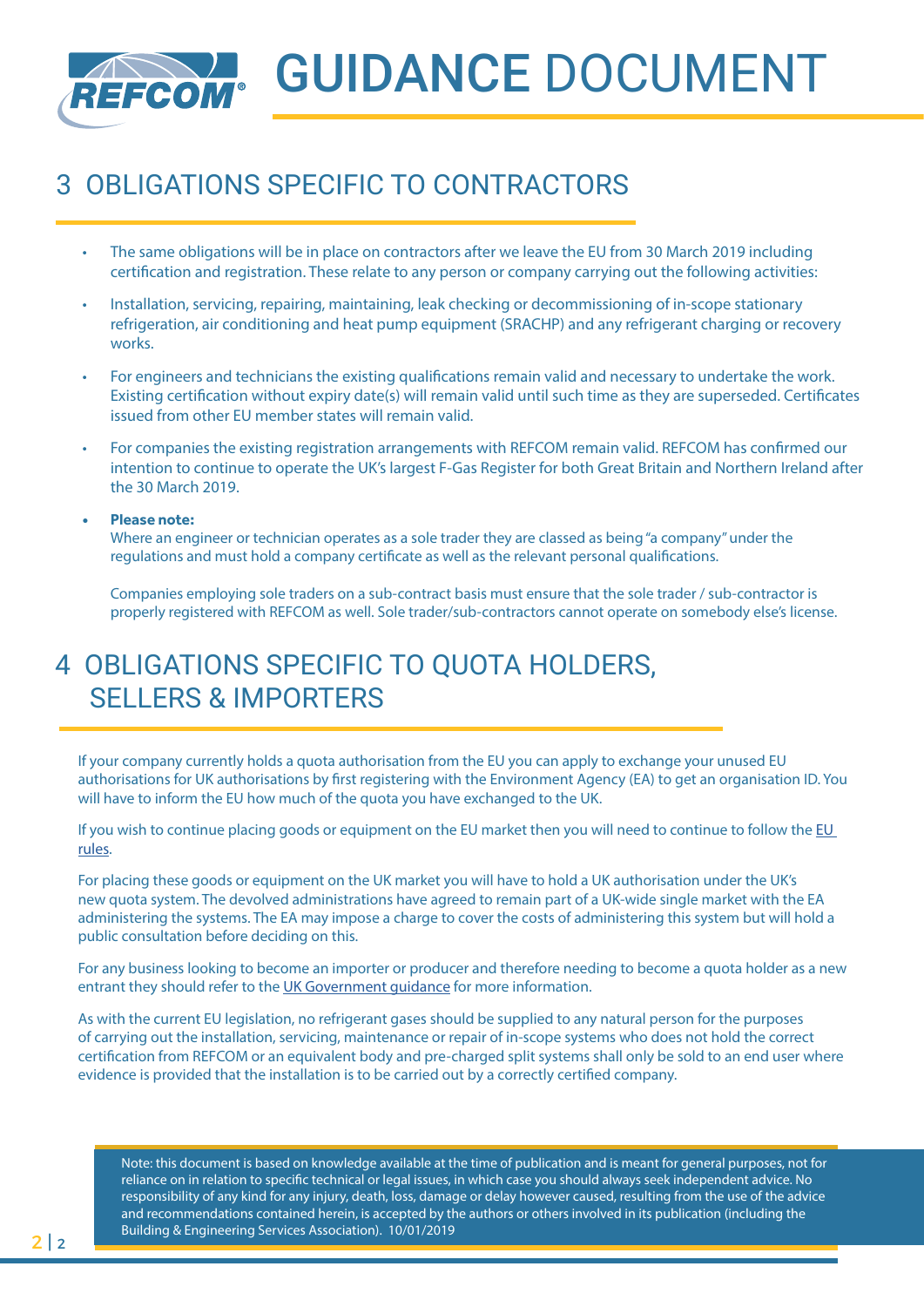# GUIDANCE DOCUMENT

## 3 OBLIGATIONS SPECIFIC TO CONTRACTORS

- The same obligations will be in place on contractors after we leave the EU from 30 March 2019 including certification and registration. These relate to any person or company carrying out the following activities:
- Installation, servicing, repairing, maintaining, leak checking or decommissioning of in-scope stationary refrigeration, air conditioning and heat pump equipment (SRACHP) and any refrigerant charging or recovery works.
- For engineers and technicians the existing qualifications remain valid and necessary to undertake the work. Existing certification without expiry date(s) will remain valid until such time as they are superseded. Certificates issued from other EU member states will remain valid.
- For companies the existing registration arrangements with REFCOM remain valid. REFCOM has confirmed our intention to continue to operate the UK's largest F-Gas Register for both Great Britain and Northern Ireland after the 30 March 2019.
- **Please note:**
  Where an engineer or technician operates as a sole trader they are classed as being "a company" under the regulations and must hold a company certificate as well as the relevant personal qualifications.

  Companies employing sole traders on a sub-contract basis must ensure that the sole trader / sub-contractor is properly registered with REFCOM as well. Sole trader/sub-contractors cannot operate on somebody else's license.

## 4 OBLIGATIONS SPECIFIC TO QUOTA HOLDERS, SELLERS & IMPORTERS

If your company currently holds a quota authorisation from the EU you can apply to exchange your unused EU authorisations for UK authorisations by first registering with the Environment Agency (EA) to get an organisation ID. You will have to inform the EU how much of the quota you have exchanged to the UK.

If you wish to continue placing goods or equipment on the EU market then you will need to continue to follow the EU rules.

For placing these goods or equipment on the UK market you will have to hold a UK authorisation under the UK's new quota system. The devolved administrations have agreed to remain part of a UK-wide single market with the EA administering the systems. The EA may impose a charge to cover the costs of administering this system but will hold a public consultation before deciding on this.

For any business looking to become an importer or producer and therefore needing to become a quota holder as a new entrant they should refer to the UK Government guidance for more information.

As with the current EU legislation, no refrigerant gases should be supplied to any natural person for the purposes of carrying out the installation, servicing, maintenance or repair of in-scope systems who does not hold the correct certification from REFCOM or an equivalent body and pre-charged split systems shall only be sold to an end user where evidence is provided that the installation is to be carried out by a correctly certified company.

Note: this document is based on knowledge available at the time of publication and is meant for general purposes, not for reliance on in relation to specific technical or legal issues, in which case you should always seek independent advice. No responsibility of any kind for any injury, death, loss, damage or delay however caused, resulting from the use of the advice and recommendations contained herein, is accepted by the authors or others involved in its publication (including the Building & Engineering Services Association). 10/01/2019